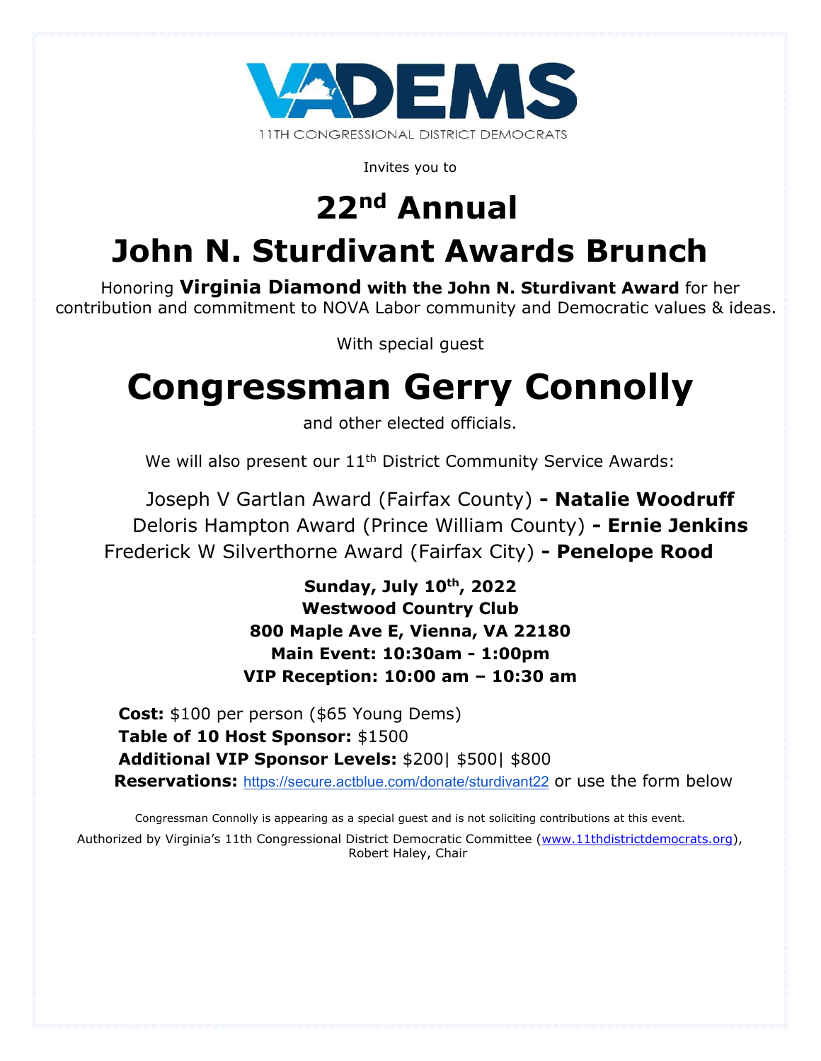VADEMS

11TH CONGRESSIONAL DISTRICT DEMOCRATS

Invites you to

# 22nd Annual

# John N. Sturdivant Awards Brunch

Honoring **Virginia Diamond with the John N. Sturdivant Award** for her contribution and commitment to NOVA Labor community and Democratic values & ideas.

With special guest

# Congressman Gerry Connolly

and other elected officials.

We will also present our 11th District Community Service Awards:

Joseph V Gartlan Award (Fairfax County) **- Natalie Woodruff**

Deloris Hampton Award (Prince William County) **- Ernie Jenkins**

Frederick W Silverthorne Award (Fairfax City) **- Penelope Rood**

**Sunday, July 10th, 2022**
**Westwood Country Club**
**800 Maple Ave E, Vienna, VA 22180**
**Main Event: 10:30am - 1:00pm**
**VIP Reception: 10:00 am – 10:30 am**

**Cost:** $100 per person ($65 Young Dems)
**Table of 10 Host Sponsor:** $1500
**Additional VIP Sponsor Levels:** $200| $500| $800
**Reservations:** https://secure.actblue.com/donate/sturdivant22 or use the form below

Congressman Connolly is appearing as a special guest and is not soliciting contributions at this event.

Authorized by Virginia's 11th Congressional District Democratic Committee (www.11thdistrictdemocrats.org), Robert Haley, Chair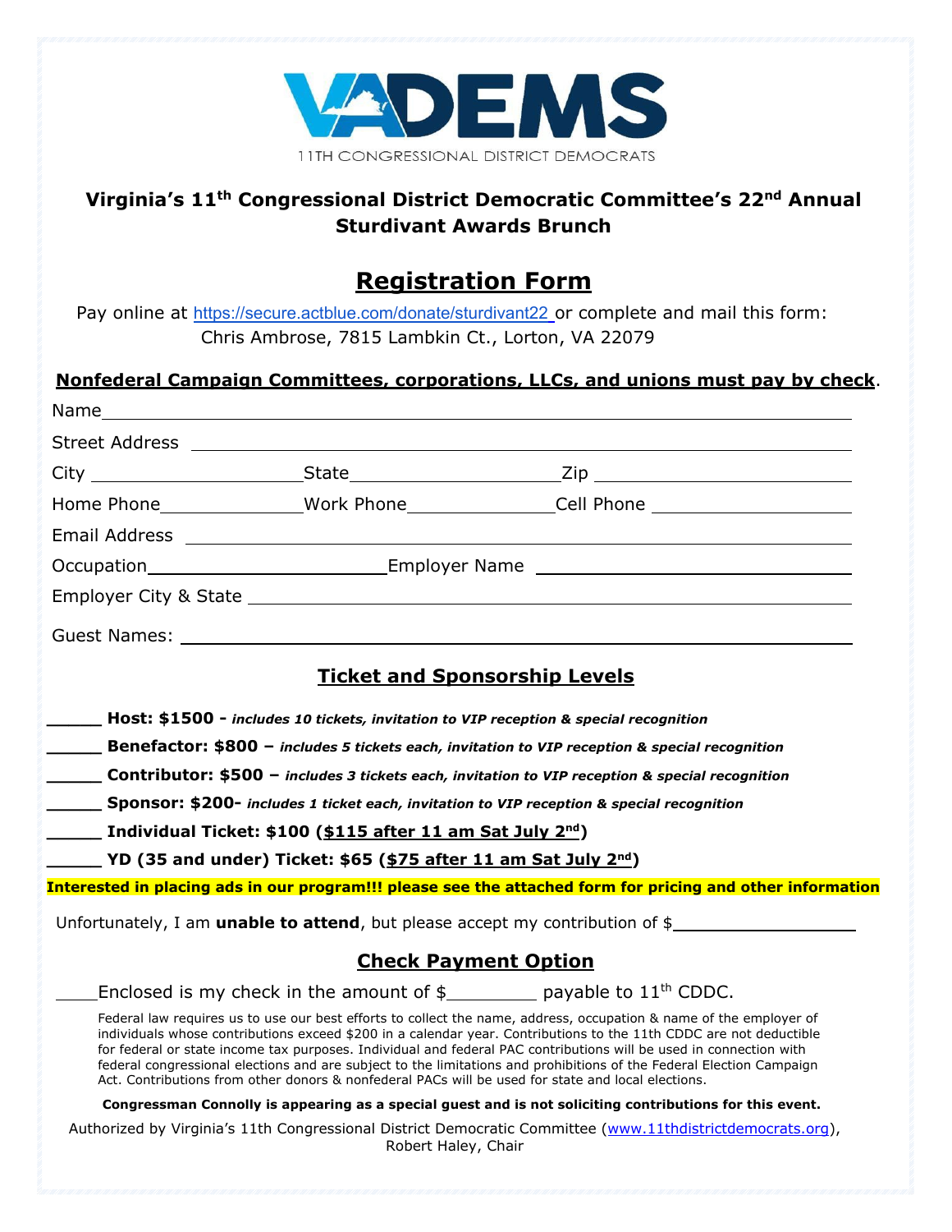VADEMS

11TH CONGRESSIONAL DISTRICT DEMOCRATS

## Virginia's 11th Congressional District Democratic Committee's 22nd Annual Sturdivant Awards Brunch

# Registration Form

Pay online at https://secure.actblue.com/donate/sturdivant22 or complete and mail this form:
Chris Ambrose, 7815 Lambkin Ct., Lorton, VA 22079

**Nonfederal Campaign Committees, corporations, LLCs, and unions must pay by check.**

Name ______________________________________________

Street Address ______________________________________________

City ____________________ State ____________________ Zip ____________________

Home Phone ______________ Work Phone ______________ Cell Phone ______________

Email Address ______________________________________________

Occupation ______________________ Employer Name ______________________

Employer City & State ______________________________________________

Guest Names: ______________________________________________

## Ticket and Sponsorship Levels

_____ **Host: $1500 -** ***includes 10 tickets, invitation to VIP reception & special recognition***

_____ **Benefactor: $800 –** ***includes 5 tickets each, invitation to VIP reception & special recognition***

_____ **Contributor: $500 –** ***includes 3 tickets each, invitation to VIP reception & special recognition***

_____ **Sponsor: $200-** ***includes 1 ticket each, invitation to VIP reception & special recognition***

_____ **Individual Ticket: $100 (<u>$115 after 11 am Sat July 2nd</u>)**

_____ **YD (35 and under) Ticket: $65 (<u>$75 after 11 am Sat July 2nd</u>)**

**Interested in placing ads in our program!!! please see the attached form for pricing and other information**

Unfortunately, I am **unable to attend**, but please accept my contribution of $__________________

## Check Payment Option

____Enclosed is my check in the amount of $_________ payable to 11th CDDC.

Federal law requires us to use our best efforts to collect the name, address, occupation & name of the employer of individuals whose contributions exceed $200 in a calendar year. Contributions to the 11th CDDC are not deductible for federal or state income tax purposes. Individual and federal PAC contributions will be used in connection with federal congressional elections and are subject to the limitations and prohibitions of the Federal Election Campaign Act. Contributions from other donors & nonfederal PACs will be used for state and local elections.

**Congressman Connolly is appearing as a special guest and is not soliciting contributions for this event.**

Authorized by Virginia's 11th Congressional District Democratic Committee (www.11thdistrictdemocrats.org), Robert Haley, Chair